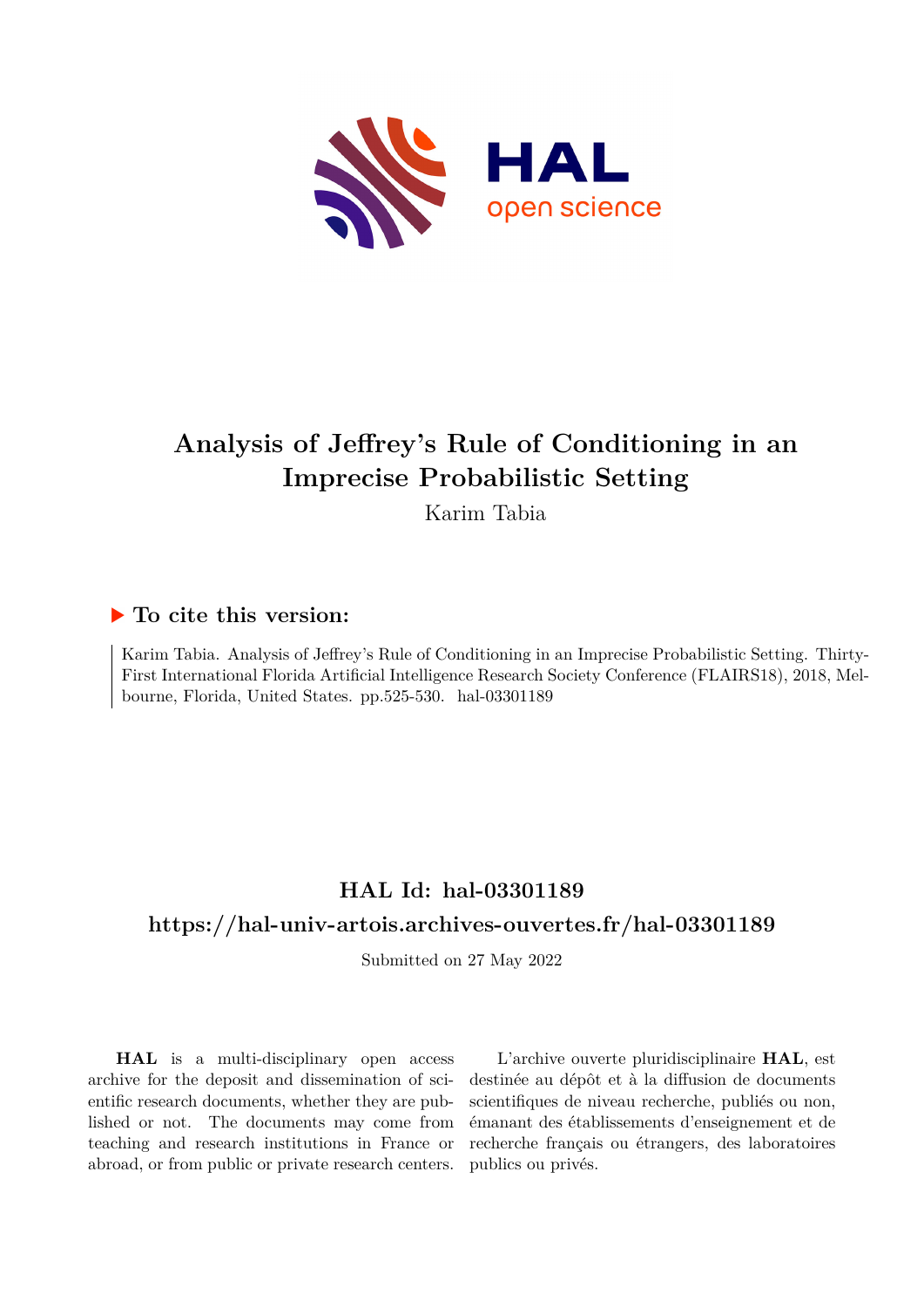# Analysis of Jeffrey's Rule of Conditioning in an Imprecise Probabilistic Setting

Karim Tabia

## ▶ To cite this version:

Karim Tabia. Analysis of Jeffrey's Rule of Conditioning in an Imprecise Probabilistic Setting. Thirty-First International Florida Artificial Intelligence Research Society Conference (FLAIRS18), 2018, Melbourne, Florida, United States. pp.525-530. hal-03301189

## HAL Id: hal-03301189

## https://hal-univ-artois.archives-ouvertes.fr/hal-03301189

Submitted on 27 May 2022

**HAL** is a multi-disciplinary open access archive for the deposit and dissemination of scientific research documents, whether they are published or not. The documents may come from teaching and research institutions in France or abroad, or from public or private research centers.

L'archive ouverte pluridisciplinaire **HAL**, est destinée au dépôt et à la diffusion de documents scientifiques de niveau recherche, publiés ou non, émanant des établissements d'enseignement et de recherche français ou étrangers, des laboratoires publics ou privés.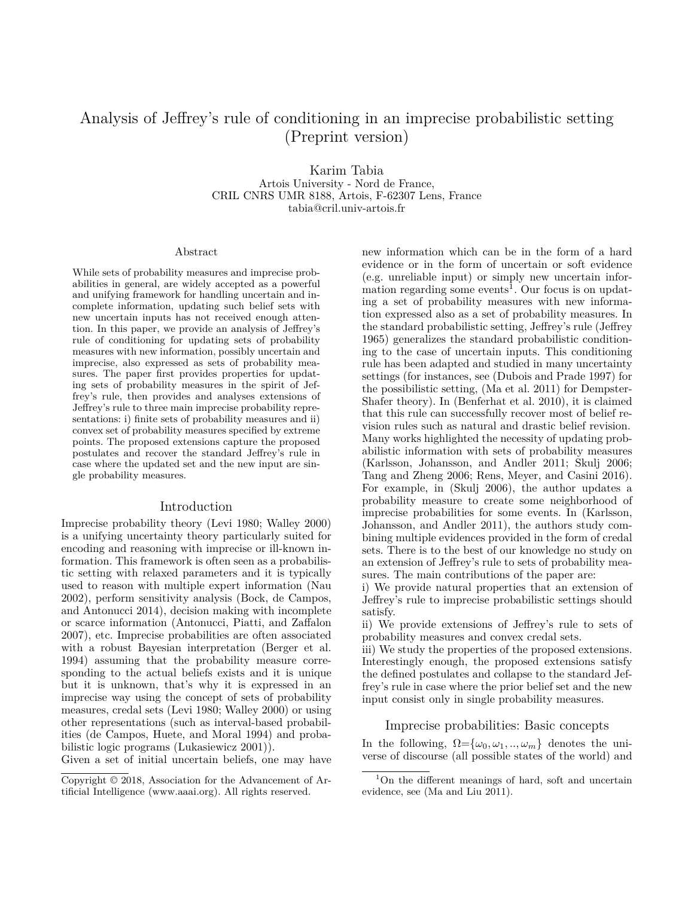# Analysis of Jeffrey's rule of conditioning in an imprecise probabilistic setting (Preprint version)

Karim Tabia
Artois University - Nord de France,
CRIL CNRS UMR 8188, Artois, F-62307 Lens, France
tabia@cril.univ-artois.fr

## Abstract

While sets of probability measures and imprecise probabilities in general, are widely accepted as a powerful and unifying framework for handling uncertain and incomplete information, updating such belief sets with new uncertain inputs has not received enough attention. In this paper, we provide an analysis of Jeffrey's rule of conditioning for updating sets of probability measures with new information, possibly uncertain and imprecise, also expressed as sets of probability measures. The paper first provides properties for updating sets of probability measures in the spirit of Jeffrey's rule, then provides and analyses extensions of Jeffrey's rule to three main imprecise probability representations: i) finite sets of probability measures and ii) convex set of probability measures specified by extreme points. The proposed extensions capture the proposed postulates and recover the standard Jeffrey's rule in case where the updated set and the new input are single probability measures.

## Introduction

Imprecise probability theory (Levi 1980; Walley 2000) is a unifying uncertainty theory particularly suited for encoding and reasoning with imprecise or ill-known information. This framework is often seen as a probabilistic setting with relaxed parameters and it is typically used to reason with multiple expert information (Nau 2002), perform sensitivity analysis (Bock, de Campos, and Antonucci 2014), decision making with incomplete or scarce information (Antonucci, Piatti, and Zaffalon 2007), etc. Imprecise probabilities are often associated with a robust Bayesian interpretation (Berger et al. 1994) assuming that the probability measure corresponding to the actual beliefs exists and it is unique but it is unknown, that's why it is expressed in an imprecise way using the concept of sets of probability measures, credal sets (Levi 1980; Walley 2000) or using other representations (such as interval-based probabilities (de Campos, Huete, and Moral 1994) and probabilistic logic programs (Lukasiewicz 2001)).

Given a set of initial uncertain beliefs, one may have new information which can be in the form of a hard evidence or in the form of uncertain or soft evidence (e.g. unreliable input) or simply new uncertain information regarding some events[1]. Our focus is on updating a set of probability measures with new information expressed also as a set of probability measures. In the standard probabilistic setting, Jeffrey's rule (Jeffrey 1965) generalizes the standard probabilistic conditioning to the case of uncertain inputs. This conditioning rule has been adapted and studied in many uncertainty settings (for instances, see (Dubois and Prade 1997) for the possibilistic setting, (Ma et al. 2011) for Dempster-Shafer theory). In (Benferhat et al. 2010), it is claimed that this rule can successfully recover most of belief revision rules such as natural and drastic belief revision. Many works highlighted the necessity of updating probabilistic information with sets of probability measures (Karlsson, Johansson, and Andler 2011; Skulj 2006; Tang and Zheng 2006; Rens, Meyer, and Casini 2016). For example, in (Skulj 2006), the author updates a probability measure to create some neighborhood of imprecise probabilities for some events. In (Karlsson, Johansson, and Andler 2011), the authors study combining multiple evidences provided in the form of credal sets. There is to the best of our knowledge no study on an extension of Jeffrey's rule to sets of probability measures. The main contributions of the paper are:

i) We provide natural properties that an extension of Jeffrey's rule to imprecise probabilistic settings should satisfy.

ii) We provide extensions of Jeffrey's rule to sets of probability measures and convex credal sets.

iii) We study the properties of the proposed extensions. Interestingly enough, the proposed extensions satisfy the defined postulates and collapse to the standard Jeffrey's rule in case where the prior belief set and the new input consist only in single probability measures.

## Imprecise probabilities: Basic concepts

In the following, $\Omega$=$\{\omega_0, \omega_1, .., \omega_m\}$ denotes the universe of discourse (all possible states of the world) and

Copyright © 2018, Association for the Advancement of Artificial Intelligence (www.aaai.org). All rights reserved.

[1] On the different meanings of hard, soft and uncertain evidence, see (Ma and Liu 2011).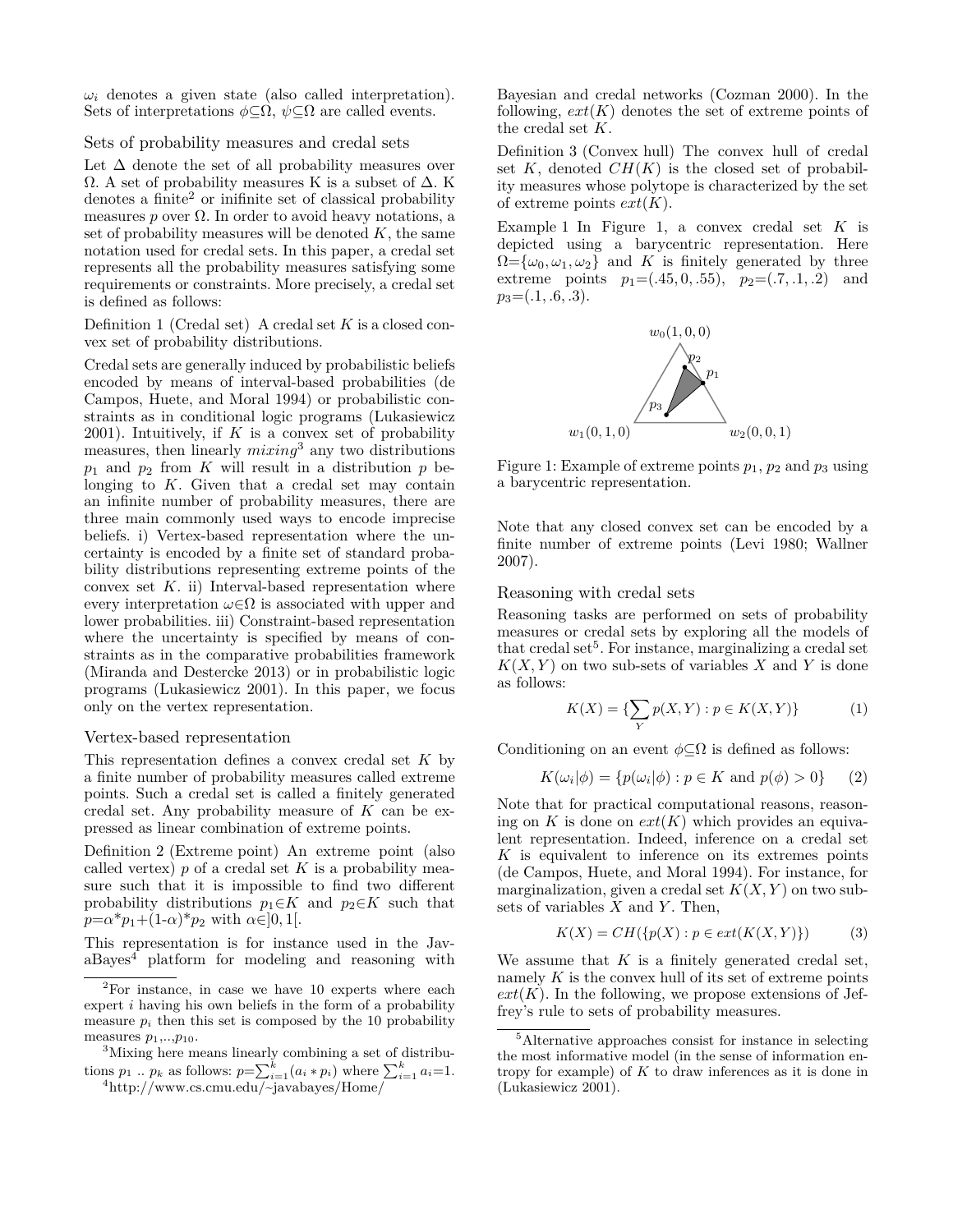$\omega_i$ denotes a given state (also called interpretation). Sets of interpretations $\phi\subseteq\Omega$, $\psi\subseteq\Omega$ are called events.

### Sets of probability measures and credal sets

Let $\Delta$ denote the set of all probability measures over $\Omega$. A set of probability measures K is a subset of $\Delta$. K denotes a finite[2] or inifinite set of classical probability measures $p$ over $\Omega$. In order to avoid heavy notations, a set of probability measures will be denoted $K$, the same notation used for credal sets. In this paper, a credal set represents all the probability measures satisfying some requirements or constraints. More precisely, a credal set is defined as follows:

Definition 1 (Credal set) A credal set $K$ is a closed convex set of probability distributions.

Credal sets are generally induced by probabilistic beliefs encoded by means of interval-based probabilities (de Campos, Huete, and Moral 1994) or probabilistic constraints as in conditional logic programs (Lukasiewicz 2001). Intuitively, if $K$ is a convex set of probability measures, then linearly *mixing*[3] any two distributions $p_1$ and $p_2$ from $K$ will result in a distribution $p$ belonging to $K$. Given that a credal set may contain an infinite number of probability measures, there are three main commonly used ways to encode imprecise beliefs. i) Vertex-based representation where the uncertainty is encoded by a finite set of standard probability distributions representing extreme points of the convex set $K$. ii) Interval-based representation where every interpretation $\omega\in\Omega$ is associated with upper and lower probabilities. iii) Constraint-based representation where the uncertainty is specified by means of constraints as in the comparative probabilities framework (Miranda and Destercke 2013) or in probabilistic logic programs (Lukasiewicz 2001). In this paper, we focus only on the vertex representation.

### Vertex-based representation

This representation defines a convex credal set $K$ by a finite number of probability measures called extreme points. Such a credal set is called a finitely generated credal set. Any probability measure of $K$ can be expressed as linear combination of extreme points.

Definition 2 (Extreme point) An extreme point (also called vertex) $p$ of a credal set $K$ is a probability measure such that it is impossible to find two different probability distributions $p_1\in K$ and $p_2\in K$ such that $p=\alpha*p_1+(1-\alpha)*p_2$ with $\alpha\in]0,1[$.

This representation is for instance used in the JavaBayes[4] platform for modeling and reasoning with Bayesian and credal networks (Cozman 2000). In the following, $ext(K)$ denotes the set of extreme points of the credal set $K$.

Definition 3 (Convex hull) The convex hull of credal set $K$, denoted $CH(K)$ is the closed set of probability measures whose polytope is characterized by the set of extreme points $ext(K)$.

Example 1 In Figure 1, a convex credal set $K$ is depicted using a barycentric representation. Here $\Omega=\{\omega_0,\omega_1,\omega_2\}$ and $K$ is finitely generated by three extreme points $p_1=(.45, 0, .55)$, $p_2=(.7, .1, .2)$ and $p_3=(.1, .6, .3)$.

Figure 1: Example of extreme points $p_1$, $p_2$ and $p_3$ using a barycentric representation.

Note that any closed convex set can be encoded by a finite number of extreme points (Levi 1980; Wallner 2007).

### Reasoning with credal sets

Reasoning tasks are performed on sets of probability measures or credal sets by exploring all the models of that credal set[5]. For instance, marginalizing a credal set $K(X,Y)$ on two sub-sets of variables $X$ and $Y$ is done as follows:

$$K(X) = \{\sum_Y p(X,Y) : p \in K(X,Y)\} \quad (1)$$

Conditioning on an event $\phi\subseteq\Omega$ is defined as follows:

$$K(\omega_i|\phi) = \{p(\omega_i|\phi) : p \in K \text{ and } p(\phi) > 0\} \quad (2)$$

Note that for practical computational reasons, reasoning on $K$ is done on $ext(K)$ which provides an equivalent representation. Indeed, inference on a credal set $K$ is equivalent to inference on its extremes points (de Campos, Huete, and Moral 1994). For instance, for marginalization, given a credal set $K(X,Y)$ on two subsets of variables $X$ and $Y$. Then,

$$K(X) = CH(\{p(X) : p \in ext(K(X,Y)\}) \quad (3)$$

We assume that $K$ is a finitely generated credal set, namely $K$ is the convex hull of its set of extreme points $ext(K)$. In the following, we propose extensions of Jeffrey's rule to sets of probability measures.

---

[2] For instance, in case we have 10 experts where each expert $i$ having his own beliefs in the form of a probability measure $p_i$ then this set is composed by the 10 probability measures $p_1$,..,$p_{10}$.

[3] Mixing here means linearly combining a set of distributions $p_1$ .. $p_k$ as follows: $p=\sum_{i=1}^{k}(a_i * p_i)$ where $\sum_{i=1}^{k} a_i=1$.

[4] http://www.cs.cmu.edu/~javabayes/Home/

[5] Alternative approaches consist for instance in selecting the most informative model (in the sense of information entropy for example) of $K$ to draw inferences as it is done in (Lukasiewicz 2001).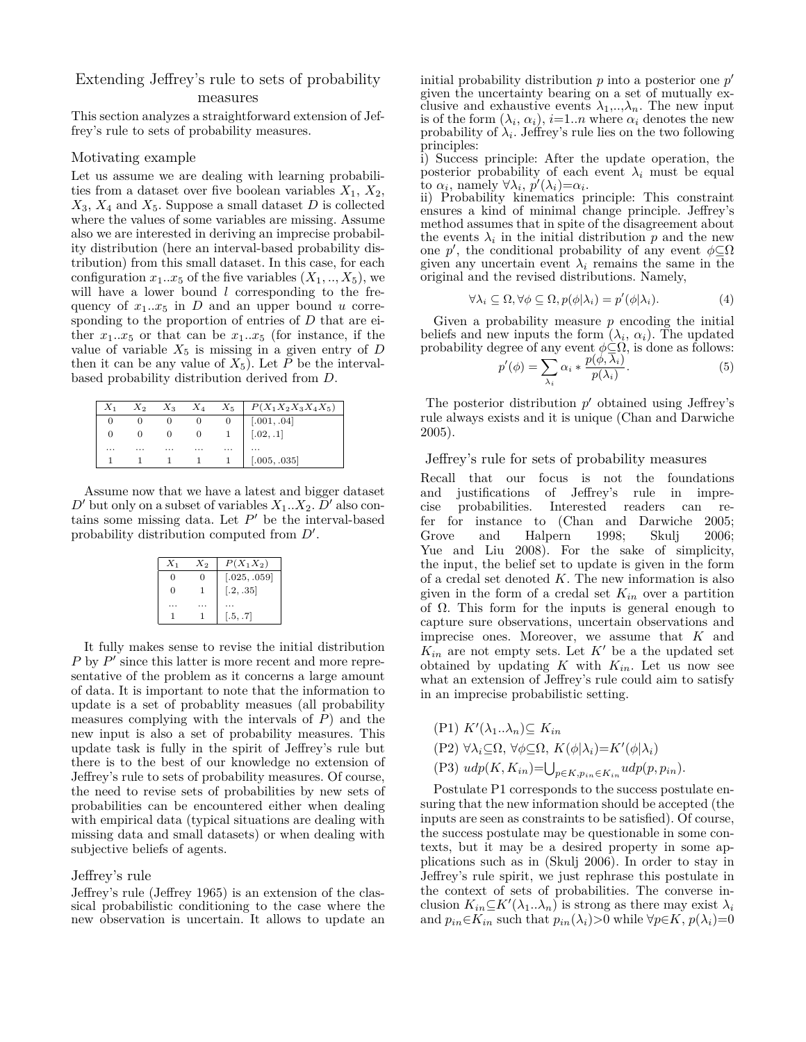## Extending Jeffrey's rule to sets of probability measures

This section analyzes a straightforward extension of Jeffrey's rule to sets of probability measures.

### Motivating example

Let us assume we are dealing with learning probabilities from a dataset over five boolean variables $X_1$, $X_2$, $X_3$, $X_4$ and $X_5$. Suppose a small dataset $D$ is collected where the values of some variables are missing. Assume also we are interested in deriving an imprecise probability distribution (here an interval-based probability distribution) from this small dataset. In this case, for each configuration $x_1..x_5$ of the five variables $(X_1, .., X_5)$, we will have a lower bound $l$ corresponding to the frequency of $x_1..x_5$ in $D$ and an upper bound $u$ corresponding to the proportion of entries of $D$ that are either $x_1..x_5$ or that can be $x_1..x_5$ (for instance, if the value of variable $X_5$ is missing in a given entry of $D$ then it can be any value of $X_5$). Let $P$ be the interval-based probability distribution derived from $D$.

| $X_1$ | $X_2$ | $X_3$ | $X_4$ | $X_5$ | $P(X_1X_2X_3X_4X_5)$ |
|---|---|---|---|---|---|
| 0 | 0 | 0 | 0 | 0 | [.001, .04] |
| 0 | 0 | 0 | 0 | 1 | [.02, .1] |
| ... | ... | ... | ... | ... | ... |
| 1 | 1 | 1 | 1 | 1 | [.005, .035] |

Assume now that we have a latest and bigger dataset $D'$ but only on a subset of variables $X_1..X_2$. $D'$ also contains some missing data. Let $P'$ be the interval-based probability distribution computed from $D'$.

| $X_1$ | $X_2$ | $P(X_1X_2)$ |
|---|---|---|
| 0 | 0 | [.025, .059] |
| 0 | 1 | [.2, .35] |
| ... | ... | ... |
| 1 | 1 | [.5, .7] |

It fully makes sense to revise the initial distribution $P$ by $P'$ since this latter is more recent and more representative of the problem as it concerns a large amount of data. It is important to note that the information to update is a set of probablity measues (all probability measures complying with the intervals of $P$) and the new input is also a set of probability measures. This update task is fully in the spirit of Jeffrey's rule but there is to the best of our knowledge no extension of Jeffrey's rule to sets of probability measures. Of course, the need to revise sets of probabilities by new sets of probabilities can be encountered either when dealing with empirical data (typical situations are dealing with missing data and small datasets) or when dealing with subjective beliefs of agents.

### Jeffrey's rule

Jeffrey's rule (Jeffrey 1965) is an extension of the classical probabilistic conditioning to the case where the new observation is uncertain. It allows to update an initial probability distribution $p$ into a posterior one $p'$ given the uncertainty bearing on a set of mutually exclusive and exhaustive events $\lambda_1$,..,$\lambda_n$. The new input is of the form ($\lambda_i$, $\alpha_i$), $i$=1..$n$ where $\alpha_i$ denotes the new probability of $\lambda_i$. Jeffrey's rule lies on the two following principles:

i) Success principle: After the update operation, the posterior probability of each event $\lambda_i$ must be equal to $\alpha_i$, namely $\forall\lambda_i$, $p'(\lambda_i)$=$\alpha_i$.

ii) Probability kinematics principle: This constraint ensures a kind of minimal change principle. Jeffrey's method assumes that in spite of the disagreement about the events $\lambda_i$ in the initial distribution $p$ and the new one $p'$, the conditional probability of any event $\phi\subseteq\Omega$ given any uncertain event $\lambda_i$ remains the same in the original and the revised distributions. Namely,

$$\forall\lambda_i \subseteq \Omega, \forall\phi \subseteq \Omega, p(\phi|\lambda_i) = p'(\phi|\lambda_i). \quad (4)$$

Given a probability measure $p$ encoding the initial beliefs and new inputs the form ($\lambda_i$, $\alpha_i$). The updated probability degree of any event $\phi\subseteq\Omega$, is done as follows:

$$p'(\phi) = \sum_{\lambda_i} \alpha_i * \frac{p(\phi, \lambda_i)}{p(\lambda_i)}. \quad (5)$$

The posterior distribution $p'$ obtained using Jeffrey's rule always exists and it is unique (Chan and Darwiche 2005).

### Jeffrey's rule for sets of probability measures

Recall that our focus is not the foundations and justifications of Jeffrey's rule in imprecise probabilities. Interested readers can refer for instance to (Chan and Darwiche 2005; Grove and Halpern 1998; Skulj 2006; Yue and Liu 2008). For the sake of simplicity, the input, the belief set to update is given in the form of a credal set denoted $K$. The new information is also given in the form of a credal set $K_{in}$ over a partition of $\Omega$. This form for the inputs is general enough to capture sure observations, uncertain observations and imprecise ones. Moreover, we assume that $K$ and $K_{in}$ are not empty sets. Let $K'$ be a the updated set obtained by updating $K$ with $K_{in}$. Let us now see what an extension of Jeffrey's rule could aim to satisfy in an imprecise probabilistic setting.

(P1) $K'(\lambda_1..\lambda_n)\subseteq K_{in}$

(P2) $\forall\lambda_i\subseteq\Omega$, $\forall\phi\subseteq\Omega$, $K(\phi|\lambda_i)$=$K'(\phi|\lambda_i)$

(P3) $udp(K, K_{in})$=$\bigcup_{p\in K, p_{in}\in K_{in}} udp(p, p_{in})$.

Postulate P1 corresponds to the success postulate ensuring that the new information should be accepted (the inputs are seen as constraints to be satisfied). Of course, the success postulate may be questionable in some contexts, but it may be a desired property in some applications such as in (Skulj 2006). In order to stay in Jeffrey's rule spirit, we just rephrase this postulate in the context of sets of probabilities. The converse inclusion $K_{in}\subseteq K'(\lambda_1..\lambda_n)$ is strong as there may exist $\lambda_i$ and $p_{in}\in K_{in}$ such that $p_{in}(\lambda_i)>0$ while $\forall p\in K$, $p(\lambda_i)=0$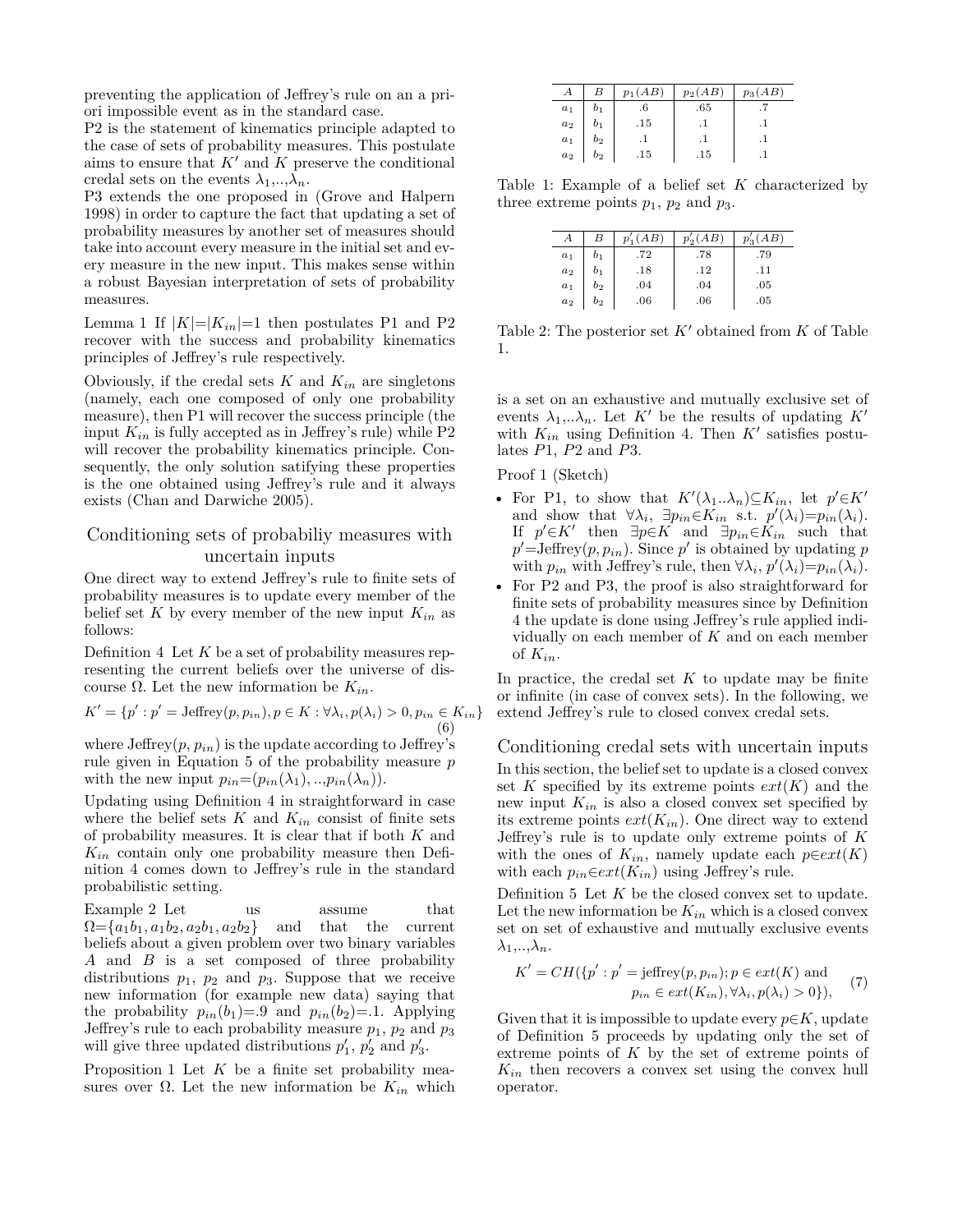preventing the application of Jeffrey's rule on an a priori impossible event as in the standard case.

P2 is the statement of kinematics principle adapted to the case of sets of probability measures. This postulate aims to ensure that $K'$ and $K$ preserve the conditional credal sets on the events $\lambda_1,..,\lambda_n$.

P3 extends the one proposed in (Grove and Halpern 1998) in order to capture the fact that updating a set of probability measures by another set of measures should take into account every measure in the initial set and every measure in the new input. This makes sense within a robust Bayesian interpretation of sets of probability measures.

Lemma 1 If $|K|$=$|K_{in}|$=1 then postulates P1 and P2 recover with the success and probability kinematics principles of Jeffrey's rule respectively.

Obviously, if the credal sets $K$ and $K_{in}$ are singletons (namely, each one composed of only one probability measure), then P1 will recover the success principle (the input $K_{in}$ is fully accepted as in Jeffrey's rule) while P2 will recover the probability kinematics principle. Consequently, the only solution satisfying these properties is the one obtained using Jeffrey's rule and it always exists (Chan and Darwiche 2005).

## Conditioning sets of probabiliy measures with uncertain inputs

One direct way to extend Jeffrey's rule to finite sets of probability measures is to update every member of the belief set $K$ by every member of the new input $K_{in}$ as follows:

Definition 4 Let $K$ be a set of probability measures representing the current beliefs over the universe of discourse $\Omega$. Let the new information be $K_{in}$.

$$K' = \{p' : p' = \text{Jeffrey}(p, p_{in}), p \in K : \forall\lambda_i, p(\lambda_i) > 0, p_{in} \in K_{in}\} \quad (6)$$

where Jeffrey($p$, $p_{in}$) is the update according to Jeffrey's rule given in Equation 5 of the probability measure $p$ with the new input $p_{in}$=($p_{in}(\lambda_1)$, ..,$p_{in}(\lambda_n)$).

Updating using Definition 4 in straightforward in case where the belief sets $K$ and $K_{in}$ consist of finite sets of probability measures. It is clear that if both $K$ and $K_{in}$ contain only one probability measure then Definition 4 comes down to Jeffrey's rule in the standard probabilistic setting.

Example 2 Let us assume that $\Omega$=$\{a_1b_1, a_1b_2, a_2b_1, a_2b_2\}$ and that the current beliefs about a given problem over two binary variables $A$ and $B$ is a set composed of three probability distributions $p_1$, $p_2$ and $p_3$. Suppose that we receive new information (for example new data) saying that the probability $p_{in}(b_1)$=.9 and $p_{in}(b_2)$=.1. Applying Jeffrey's rule to each probability measure $p_1$, $p_2$ and $p_3$ will give three updated distributions $p'_1$, $p'_2$ and $p'_3$.

| $A$ | $B$ | $p_1(AB)$ | $p_2(AB)$ | $p_3(AB)$ |
|---|---|---|---|---|
| $a_1$ | $b_1$ | .6 | .65 | .7 |
| $a_2$ | $b_1$ | .15 | .1 | .1 |
| $a_1$ | $b_2$ | .1 | .1 | .1 |
| $a_2$ | $b_2$ | .15 | .15 | .1 |

Table 1: Example of a belief set $K$ characterized by three extreme points $p_1$, $p_2$ and $p_3$.

| $A$ | $B$ | $p'_1(AB)$ | $p'_2(AB)$ | $p'_3(AB)$ |
|---|---|---|---|---|
| $a_1$ | $b_1$ | .72 | .78 | .79 |
| $a_2$ | $b_1$ | .18 | .12 | .11 |
| $a_1$ | $b_2$ | .04 | .04 | .05 |
| $a_2$ | $b_2$ | .06 | .06 | .05 |

Table 2: The posterior set $K'$ obtained from $K$ of Table 1.

Proposition 1 Let $K$ be a finite set probability measures over $\Omega$. Let the new information be $K_{in}$ which is a set on an exhaustive and mutually exclusive set of events $\lambda_1$,..$\lambda_n$. Let $K'$ be the results of updating $K'$ with $K_{in}$ using Definition 4. Then $K'$ satisfies postulates $P1$, $P2$ and $P3$.

Proof 1 (Sketch)

- For P1, to show that $K'(\lambda_1..\lambda_n)$⊆$K_{in}$, let $p'$∈$K'$ and show that $\forall\lambda_i$, $\exists p_{in}$∈$K_{in}$ s.t. $p'(\lambda_i)$=$p_{in}(\lambda_i)$. If $p'$∈$K'$ then $\exists p$∈$K$ and $\exists p_{in}$∈$K_{in}$ such that $p'$=Jeffrey($p$, $p_{in}$). Since $p'$ is obtained by updating $p$ with $p_{in}$ with Jeffrey's rule, then $\forall\lambda_i$, $p'(\lambda_i)$=$p_{in}(\lambda_i)$.
- For P2 and P3, the proof is also straightforward for finite sets of probability measures since by Definition 4 the update is done using Jeffrey's rule applied individually on each member of $K$ and on each member of $K_{in}$.

In practice, the credal set $K$ to update may be finite or infinite (in case of convex sets). In the following, we extend Jeffrey's rule to closed convex credal sets.

## Conditioning credal sets with uncertain inputs

In this section, the belief set to update is a closed convex set $K$ specified by its extreme points $ext(K)$ and the new input $K_{in}$ is also a closed convex set specified by its extreme points $ext(K_{in})$. One direct way to extend Jeffrey's rule is to update only extreme points of $K$ with the ones of $K_{in}$, namely update each $p$∈$ext(K)$ with each $p_{in}$∈$ext(K_{in})$ using Jeffrey's rule.

Definition 5 Let $K$ be the closed convex set to update. Let the new information be $K_{in}$ which is a closed convex set on set of exhaustive and mutually exclusive events $\lambda_1$,..,$\lambda_n$.

$$K' = CH(\{p' : p' = \text{jeffrey}(p, p_{in}); p \in ext(K) \text{ and } p_{in} \in ext(K_{in}), \forall\lambda_i, p(\lambda_i) > 0\}), \quad (7)$$

Given that it is impossible to update every $p$∈$K$, update of Definition 5 proceeds by updating only the set of extreme points of $K$ by the set of extreme points of $K_{in}$ then recovers a convex set using the convex hull operator.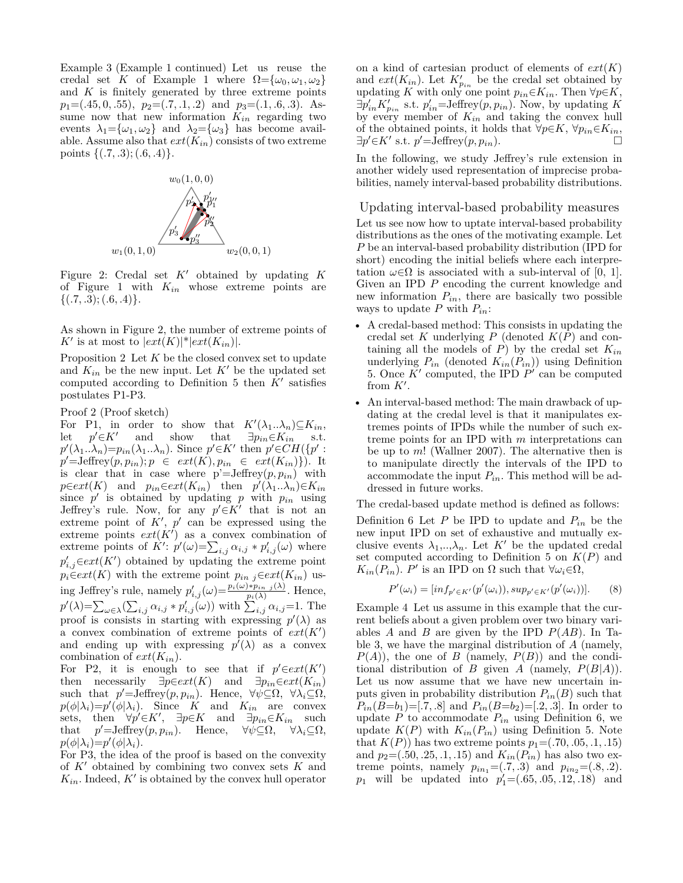Example 3 (Example 1 continued) Let us reuse the credal set $K$ of Example 1 where $\Omega=\{\omega_0,\omega_1,\omega_2\}$ and $K$ is finitely generated by three extreme points $p_1=(.45,0,.55)$, $p_2=(.7,.1,.2)$ and $p_3=(.1,.6,.3)$. Assume now that new information $K_{in}$ regarding two events $\lambda_1=\{\omega_1,\omega_2\}$ and $\lambda_2=\{\omega_3\}$ has become available. Assume also that $ext(K_{in})$ consists of two extreme points $\{(.7,.3);(.6,.4)\}$.

Figure 2: Credal set $K'$ obtained by updating $K$ of Figure 1 with $K_{in}$ whose extreme points are $\{(.7,.3);(.6,.4)\}$.

As shown in Figure 2, the number of extreme points of $K'$ is at most to $|ext(K)|*|ext(K_{in})|$.

Proposition 2 Let $K$ be the closed convex set to update and $K_{in}$ be the new input. Let $K'$ be the updated set computed according to Definition 5 then $K'$ satisfies postulates P1-P3.

Proof 2 (Proof sketch)
For P1, in order to show that $K'(\lambda_1..\lambda_n)\subseteq K_{in}$, let $p'\in K'$ and show that $\exists p_{in}\in K_{in}$ s.t. $p'(\lambda_1..\lambda_n)=p_{in}(\lambda_1..\lambda_n)$. Since $p'\in K'$ then $p'\in CH(\{p' : p'=\text{Jeffrey}(p,p_{in}); p \in ext(K), p_{in} \in ext(K_{in})\})$. It is clear that in case where p'=Jeffrey$(p,p_{in})$ with $p\in ext(K)$ and $p_{in}\in ext(K_{in})$ then $p'(\lambda_1..\lambda_n)\in K_{in}$ since $p'$ is obtained by updating $p$ with $p_{in}$ using Jeffrey's rule. Now, for any $p'\in K'$ that is not an extreme point of $K'$, $p'$ can be expressed using the extreme points $ext(K')$ as a convex combination of extreme points of $K'$: $p'(\omega)=\sum_{i,j}\alpha_{i,j}*p'_{i,j}(\omega)$ where $p'_{i,j}\in ext(K')$ obtained by updating the extreme point $p_i\in ext(K)$ with the extreme point $p_{in\ j}\in ext(K_{in})$ using Jeffrey's rule, namely $p'_{i,j}(\omega)=\frac{p_i(\omega)*p_{in\ j}(\lambda)}{p_i(\lambda)}$. Hence, $p'(\lambda)=\sum_{\omega\in\lambda}(\sum_{i,j}\alpha_{i,j}*p'_{i,j}(\omega))$ with $\sum_{i,j}\alpha_{i,j}=1$. The proof is consists in starting with expressing $p'(\lambda)$ as a convex combination of extreme points of $ext(K')$ and ending up with expressing $p'(\lambda)$ as a convex combination of $ext(K_{in})$.
For P2, it is enough to see that if $p'\in ext(K')$ then necessarily $\exists p\in ext(K)$ and $\exists p_{in}\in ext(K_{in})$ such that $p'$=Jeffrey$(p,p_{in})$. Hence, $\forall\psi\subseteq\Omega$, $\forall\lambda_i\subseteq\Omega$, $p(\phi|\lambda_i)=p'(\phi|\lambda_i)$. Since $K$ and $K_{in}$ are convex sets, then $\forall p'\in K'$, $\exists p\in K$ and $\exists p_{in}\in K_{in}$ such that $p'$=Jeffrey$(p,p_{in})$. Hence, $\forall\psi\subseteq\Omega$, $\forall\lambda_i\subseteq\Omega$, $p(\phi|\lambda_i)=p'(\phi|\lambda_i)$.
For P3, the idea of the proof is based on the convexity of $K'$ obtained by combining two convex sets $K$ and $K_{in}$. Indeed, $K'$ is obtained by the convex hull operator on a kind of cartesian product of elements of $ext(K)$ and $ext(K_{in})$. Let $K'_{p_{in}}$ be the credal set obtained by updating $K$ with only one point $p_{in}\in K_{in}$. Then $\forall p\in K$, $\exists p'_{in}K'_{p_{in}}$ s.t. $p'_{in}$=Jeffrey$(p,p_{in})$. Now, by updating $K$ by every member of $K_{in}$ and taking the convex hull of the obtained points, it holds that $\forall p\in K$, $\forall p_{in}\in K_{in}$, $\exists p'\in K'$ s.t. $p'$=Jeffrey$(p,p_{in})$. □

In the following, we study Jeffrey's rule extension in another widely used representation of imprecise probabilities, namely interval-based probability distributions.

## Updating interval-based probability measures

Let us see now how to uptate interval-based probability distributions as the ones of the motivating example. Let $P$ be an interval-based probability distribution (IPD for short) encoding the initial beliefs where each interpretation $\omega\in\Omega$ is associated with a sub-interval of [0, 1]. Given an IPD $P$ encoding the current knowledge and new information $P_{in}$, there are basically two possible ways to update $P$ with $P_{in}$:

- A credal-based method: This consists in updating the credal set $K$ underlying $P$ (denoted $K(P)$ and containing all the models of $P$) by the credal set $K_{in}$ underlying $P_{in}$ (denoted $K_{in}(P_{in})$) using Definition 5. Once $K'$ computed, the IPD $P'$ can be computed from $K'$.
- An interval-based method: The main drawback of updating at the credal level is that it manipulates extremes points of IPDs while the number of such extreme points for an IPD with $m$ interpretations can be up to $m!$ (Wallner 2007). The alternative then is to manipulate directly the intervals of the IPD to accommodate the input $P_{in}$. This method will be addressed in future works.

The credal-based update method is defined as follows:

Definition 6 Let $P$ be IPD to update and $P_{in}$ be the new input IPD on set of exhaustive and mutually exclusive events $\lambda_1,..,\lambda_n$. Let $K'$ be the updated credal set computed according to Definition 5 on $K(P)$ and $K_{in}(P_{in})$. $P'$ is an IPD on $\Omega$ such that $\forall\omega_i\in\Omega$,

$$P'(\omega_i) = [inf_{p'\in K'}(p'(\omega_i)), sup_{p'\in K'}(p'(\omega_i))]. \qquad (8)$$

Example 4 Let us assume in this example that the current beliefs about a given problem over two binary variables $A$ and $B$ are given by the IPD $P(AB)$. In Table 3, we have the marginal distribution of $A$ (namely, $P(A)$), the one of $B$ (namely, $P(B)$) and the conditional distribution of $B$ given $A$ (namely, $P(B|A)$). Let us now assume that we have new uncertain inputs given in probability distribution $P_{in}(B)$ such that $P_{in}(B{=}b_1)$=[.7, .8] and $P_{in}(B{=}b_2)$=[.2, .3]. In order to update $P$ to accommodate $P_{in}$ using Definition 6, we update $K(P)$ with $K_{in}(P_{in})$ using Definition 5. Note that $K(P))$ has two extreme points $p_1$=(.70, .05, .1, .15) and $p_2$=(.50, .25, .1, .15) and $K_{in}(P_{in})$ has also two extreme points, namely $p_{in_1}$=(.7, .3) and $p_{in_2}$=(.8, .2). $p_1$ will be updated into $p'_1$=(.65, .05, .12, .18) and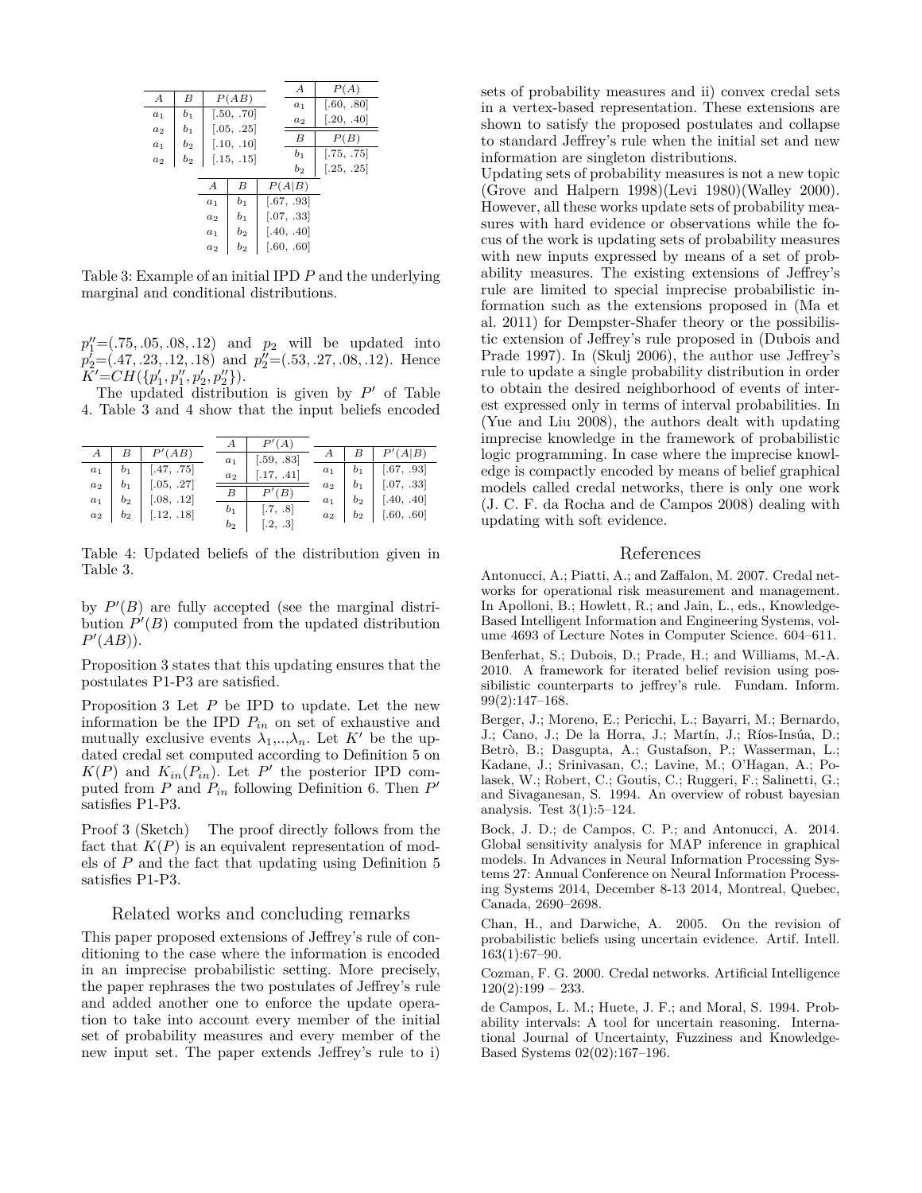| $A$ | $B$ | $P(AB)$ |
|---|---|---|
| $a_1$ | $b_1$ | [.50, .70] |
| $a_2$ | $b_1$ | [.05, .25] |
| $a_1$ | $b_2$ | [.10, .10] |
| $a_2$ | $b_2$ | [.15, .15] |

| $A$ | $P(A)$ |
|---|---|
| $a_1$ | [.60, .80] |
| $a_2$ | [.20, .40] |

| $B$ | $P(B)$ |
|---|---|
| $b_1$ | [.75, .75] |
| $b_2$ | [.25, .25] |

| $A$ | $B$ | $P(A\|B)$ |
|---|---|---|
| $a_1$ | $b_1$ | [.67, .93] |
| $a_2$ | $b_1$ | [.07, .33] |
| $a_1$ | $b_2$ | [.40, .40] |
| $a_2$ | $b_2$ | [.60, .60] |

Table 3: Example of an initial IPD $P$ and the underlying marginal and conditional distributions.

$p_1''$=(.75, .05, .08, .12) and $p_2$ will be updated into $p_2'$=(.47, .23, .12, .18) and $p_2''$=(.53, .27, .08, .12). Hence $K'=CH(\{p_1', p_1'', p_2', p_2''\})$.

The updated distribution is given by $P'$ of Table 4. Table 3 and 4 show that the input beliefs encoded by $P'(B)$ are fully accepted (see the marginal distribution $P'(B)$ computed from the updated distribution $P'(AB)$).

| $A$ | $B$ | $P'(AB)$ |
|---|---|---|
| $a_1$ | $b_1$ | [.47, .75] |
| $a_2$ | $b_1$ | [.05, .27] |
| $a_1$ | $b_2$ | [.08, .12] |
| $a_2$ | $b_2$ | [.12, .18] |

| $A$ | $P'(A)$ |
|---|---|
| $a_1$ | [.59, .83] |
| $a_2$ | [.17, .41] |

| $B$ | $P'(B)$ |
|---|---|
| $b_1$ | [.7, .8] |
| $b_2$ | [.2, .3] |

| $A$ | $B$ | $P'(A\|B)$ |
|---|---|---|
| $a_1$ | $b_1$ | [.67, .93] |
| $a_2$ | $b_1$ | [.07, .33] |
| $a_1$ | $b_2$ | [.40, .40] |
| $a_2$ | $b_2$ | [.60, .60] |

Table 4: Updated beliefs of the distribution given in Table 3.

Proposition 3 states that this updating ensures that the postulates P1-P3 are satisfied.

Proposition 3 Let $P$ be IPD to update. Let the new information be the IPD $P_{in}$ on set of exhaustive and mutually exclusive events $\lambda_1$,..,$\lambda_n$. Let $K'$ be the updated credal set computed according to Definition 5 on $K(P)$ and $K_{in}(P_{in})$. Let $P'$ the posterior IPD computed from $P$ and $P_{in}$ following Definition 6. Then $P'$ satisfies P1-P3.

Proof 3 (Sketch) The proof directly follows from the fact that $K(P)$ is an equivalent representation of models of $P$ and the fact that updating using Definition 5 satisfies P1-P3.

## Related works and concluding remarks

This paper proposed extensions of Jeffrey's rule of conditioning to the case where the information is encoded in an imprecise probabilistic setting. More precisely, the paper rephrases the two postulates of Jeffrey's rule and added another one to enforce the update operation to take into account every member of the initial set of probability measures and every member of the new input set. The paper extends Jeffrey's rule to i) sets of probability measures and ii) convex credal sets in a vertex-based representation. These extensions are shown to satisfy the proposed postulates and collapse to standard Jeffrey's rule when the initial set and new information are singleton distributions.

Updating sets of probability measures is not a new topic (Grove and Halpern 1998)(Levi 1980)(Walley 2000). However, all these works update sets of probability measures with hard evidence or observations while the focus of the work is updating sets of probability measures with new inputs expressed by means of a set of probability measures. The existing extensions of Jeffrey's rule are limited to special imprecise probabilistic information such as the extensions proposed in (Ma et al. 2011) for Dempster-Shafer theory or the possibilistic extension of Jeffrey's rule proposed in (Dubois and Prade 1997). In (Skulj 2006), the author use Jeffrey's rule to update a single probability distribution in order to obtain the desired neighborhood of events of interest expressed only in terms of interval probabilities. In (Yue and Liu 2008), the authors dealt with updating imprecise knowledge in the framework of probabilistic logic programming. In case where the imprecise knowledge is compactly encoded by means of belief graphical models called credal networks, there is only one work (J. C. F. da Rocha and de Campos 2008) dealing with updating with soft evidence.

## References

Antonucci, A.; Piatti, A.; and Zaffalon, M. 2007. Credal networks for operational risk measurement and management. In Apolloni, B.; Howlett, R.; and Jain, L., eds., Knowledge-Based Intelligent Information and Engineering Systems, volume 4693 of Lecture Notes in Computer Science. 604–611.

Benferhat, S.; Dubois, D.; Prade, H.; and Williams, M.-A. 2010. A framework for iterated belief revision using possibilistic counterparts to jeffrey's rule. Fundam. Inform. 99(2):147–168.

Berger, J.; Moreno, E.; Pericchi, L.; Bayarri, M.; Bernardo, J.; Cano, J.; De la Horra, J.; Martín, J.; Ríos-Insúa, D.; Betrò, B.; Dasgupta, A.; Gustafson, P.; Wasserman, L.; Kadane, J.; Srinivasan, C.; Lavine, M.; O'Hagan, A.; Polasek, W.; Robert, C.; Goutis, C.; Ruggeri, F.; Salinetti, G.; and Sivaganesan, S. 1994. An overview of robust bayesian analysis. Test 3(1):5–124.

Bock, J. D.; de Campos, C. P.; and Antonucci, A. 2014. Global sensitivity analysis for MAP inference in graphical models. In Advances in Neural Information Processing Systems 27: Annual Conference on Neural Information Processing Systems 2014, December 8-13 2014, Montreal, Quebec, Canada, 2690–2698.

Chan, H., and Darwiche, A. 2005. On the revision of probabilistic beliefs using uncertain evidence. Artif. Intell. 163(1):67–90.

Cozman, F. G. 2000. Credal networks. Artificial Intelligence 120(2):199 – 233.

de Campos, L. M.; Huete, J. F.; and Moral, S. 1994. Probability intervals: A tool for uncertain reasoning. International Journal of Uncertainty, Fuzziness and Knowledge-Based Systems 02(02):167–196.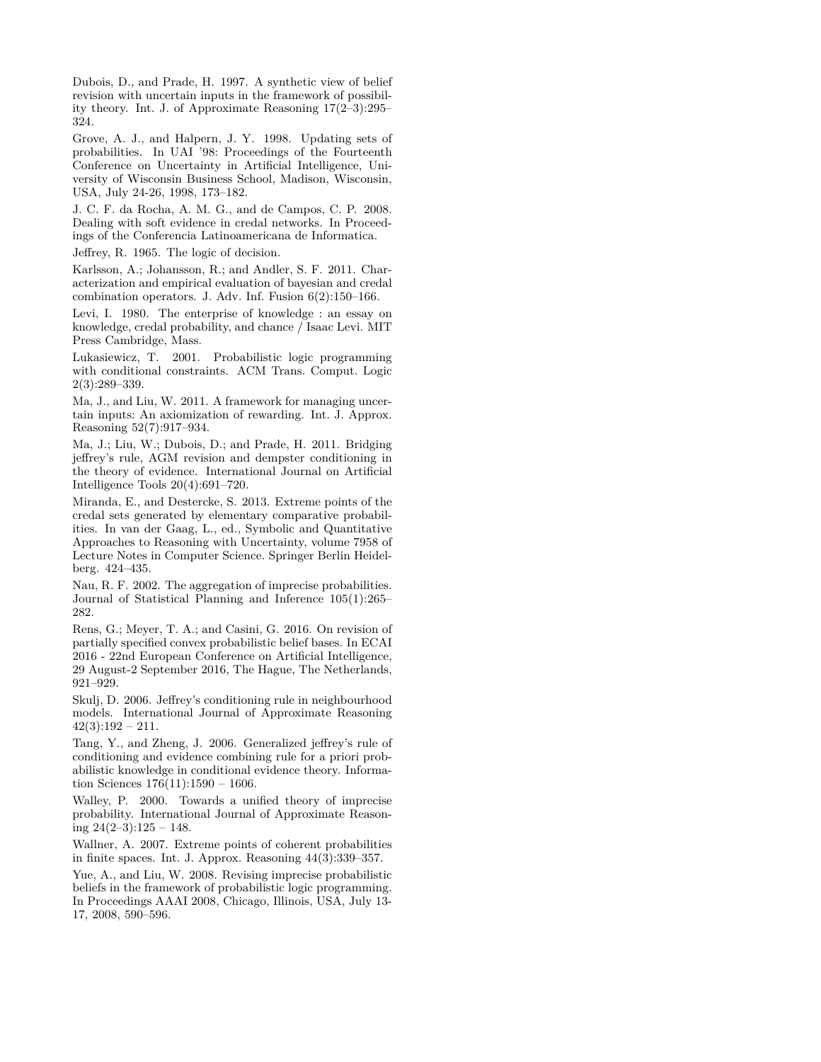Dubois, D., and Prade, H. 1997. A synthetic view of belief revision with uncertain inputs in the framework of possibility theory. Int. J. of Approximate Reasoning 17(2–3):295–324.

Grove, A. J., and Halpern, J. Y. 1998. Updating sets of probabilities. In UAI '98: Proceedings of the Fourteenth Conference on Uncertainty in Artificial Intelligence, University of Wisconsin Business School, Madison, Wisconsin, USA, July 24-26, 1998, 173–182.

J. C. F. da Rocha, A. M. G., and de Campos, C. P. 2008. Dealing with soft evidence in credal networks. In Proceedings of the Conferencia Latinoamericana de Informatica.

Jeffrey, R. 1965. The logic of decision.

Karlsson, A.; Johansson, R.; and Andler, S. F. 2011. Characterization and empirical evaluation of bayesian and credal combination operators. J. Adv. Inf. Fusion 6(2):150–166.

Levi, I. 1980. The enterprise of knowledge : an essay on knowledge, credal probability, and chance / Isaac Levi. MIT Press Cambridge, Mass.

Lukasiewicz, T. 2001. Probabilistic logic programming with conditional constraints. ACM Trans. Comput. Logic 2(3):289–339.

Ma, J., and Liu, W. 2011. A framework for managing uncertain inputs: An axiomization of rewarding. Int. J. Approx. Reasoning 52(7):917–934.

Ma, J.; Liu, W.; Dubois, D.; and Prade, H. 2011. Bridging jeffrey's rule, AGM revision and dempster conditioning in the theory of evidence. International Journal on Artificial Intelligence Tools 20(4):691–720.

Miranda, E., and Destercke, S. 2013. Extreme points of the credal sets generated by elementary comparative probabilities. In van der Gaag, L., ed., Symbolic and Quantitative Approaches to Reasoning with Uncertainty, volume 7958 of Lecture Notes in Computer Science. Springer Berlin Heidelberg. 424–435.

Nau, R. F. 2002. The aggregation of imprecise probabilities. Journal of Statistical Planning and Inference 105(1):265–282.

Rens, G.; Meyer, T. A.; and Casini, G. 2016. On revision of partially specified convex probabilistic belief bases. In ECAI 2016 - 22nd European Conference on Artificial Intelligence, 29 August-2 September 2016, The Hague, The Netherlands, 921–929.

Skulj, D. 2006. Jeffrey's conditioning rule in neighbourhood models. International Journal of Approximate Reasoning 42(3):192 – 211.

Tang, Y., and Zheng, J. 2006. Generalized jeffrey's rule of conditioning and evidence combining rule for a priori probabilistic knowledge in conditional evidence theory. Information Sciences 176(11):1590 – 1606.

Walley, P. 2000. Towards a unified theory of imprecise probability. International Journal of Approximate Reasoning 24(2–3):125 – 148.

Wallner, A. 2007. Extreme points of coherent probabilities in finite spaces. Int. J. Approx. Reasoning 44(3):339–357.

Yue, A., and Liu, W. 2008. Revising imprecise probabilistic beliefs in the framework of probabilistic logic programming. In Proceedings AAAI 2008, Chicago, Illinois, USA, July 13-17, 2008, 590–596.